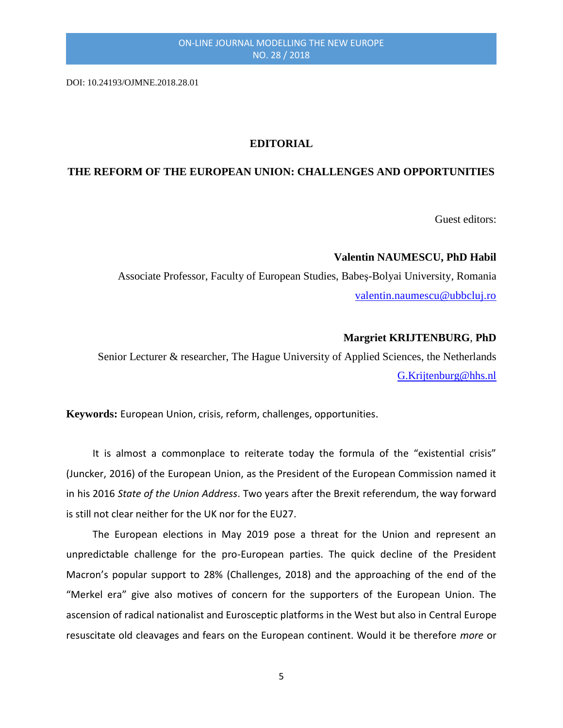DOI: 10.24193/OJMNE.2018.28.01

# EDITORIAL

## THE REFORM OF THE EUROPEAN UNION: CHALLENGES AND OPPORTUNITIES

Guest editors:

**Valentin NAUMESCU, PhD Habil**

Associate Professor, Faculty of European Studies, Babeş-Bolyai University, Romania

valentin.naumescu@ubbcluj.ro

**Margriet KRIJTENBURG, PhD**

Senior Lecturer & researcher, The Hague University of Applied Sciences, the Netherlands

G.Krijtenburg@hhs.nl

**Keywords:** European Union, crisis, reform, challenges, opportunities.

It is almost a commonplace to reiterate today the formula of the "existential crisis" (Juncker, 2016) of the European Union, as the President of the European Commission named it in his 2016 *State of the Union Address*. Two years after the Brexit referendum, the way forward is still not clear neither for the UK nor for the EU27.

The European elections in May 2019 pose a threat for the Union and represent an unpredictable challenge for the pro-European parties. The quick decline of the President Macron's popular support to 28% (Challenges, 2018) and the approaching of the end of the "Merkel era" give also motives of concern for the supporters of the European Union. The ascension of radical nationalist and Eurosceptic platforms in the West but also in Central Europe resuscitate old cleavages and fears on the European continent. Would it be therefore *more* or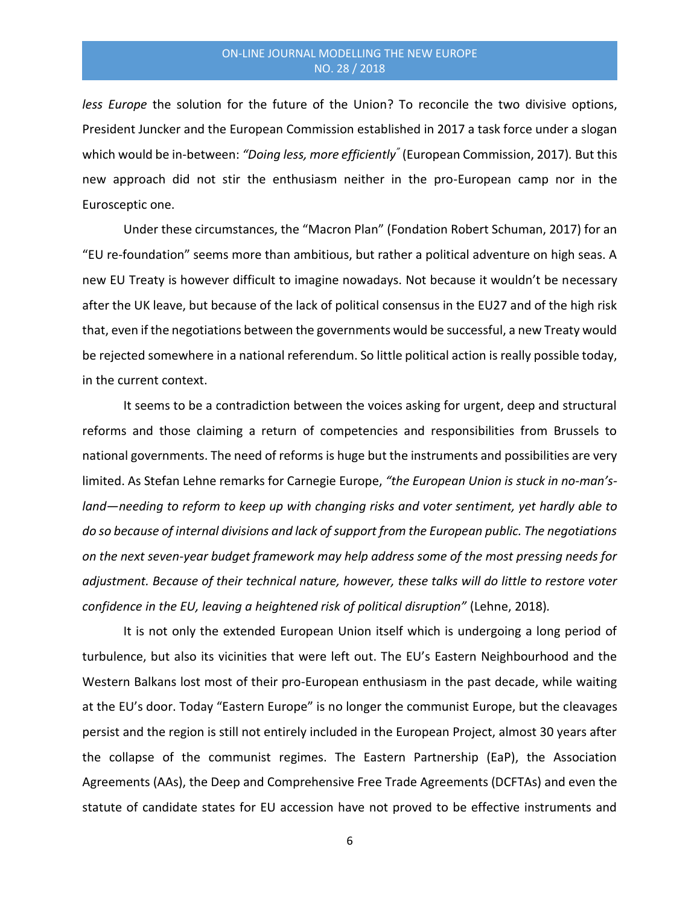*less Europe* the solution for the future of the Union? To reconcile the two divisive options, President Juncker and the European Commission established in 2017 a task force under a slogan which would be in-between: *"Doing less, more efficiently"* (European Commission, 2017). But this new approach did not stir the enthusiasm neither in the pro-European camp nor in the Eurosceptic one.

Under these circumstances, the "Macron Plan" (Fondation Robert Schuman, 2017) for an "EU re-foundation" seems more than ambitious, but rather a political adventure on high seas. A new EU Treaty is however difficult to imagine nowadays. Not because it wouldn't be necessary after the UK leave, but because of the lack of political consensus in the EU27 and of the high risk that, even if the negotiations between the governments would be successful, a new Treaty would be rejected somewhere in a national referendum. So little political action is really possible today, in the current context.

It seems to be a contradiction between the voices asking for urgent, deep and structural reforms and those claiming a return of competencies and responsibilities from Brussels to national governments. The need of reforms is huge but the instruments and possibilities are very limited. As Stefan Lehne remarks for Carnegie Europe, *"the European Union is stuck in no-man's-land—needing to reform to keep up with changing risks and voter sentiment, yet hardly able to do so because of internal divisions and lack of support from the European public. The negotiations on the next seven-year budget framework may help address some of the most pressing needs for adjustment. Because of their technical nature, however, these talks will do little to restore voter confidence in the EU, leaving a heightened risk of political disruption"* (Lehne, 2018).

It is not only the extended European Union itself which is undergoing a long period of turbulence, but also its vicinities that were left out. The EU's Eastern Neighbourhood and the Western Balkans lost most of their pro-European enthusiasm in the past decade, while waiting at the EU's door. Today "Eastern Europe" is no longer the communist Europe, but the cleavages persist and the region is still not entirely included in the European Project, almost 30 years after the collapse of the communist regimes. The Eastern Partnership (EaP), the Association Agreements (AAs), the Deep and Comprehensive Free Trade Agreements (DCFTAs) and even the statute of candidate states for EU accession have not proved to be effective instruments and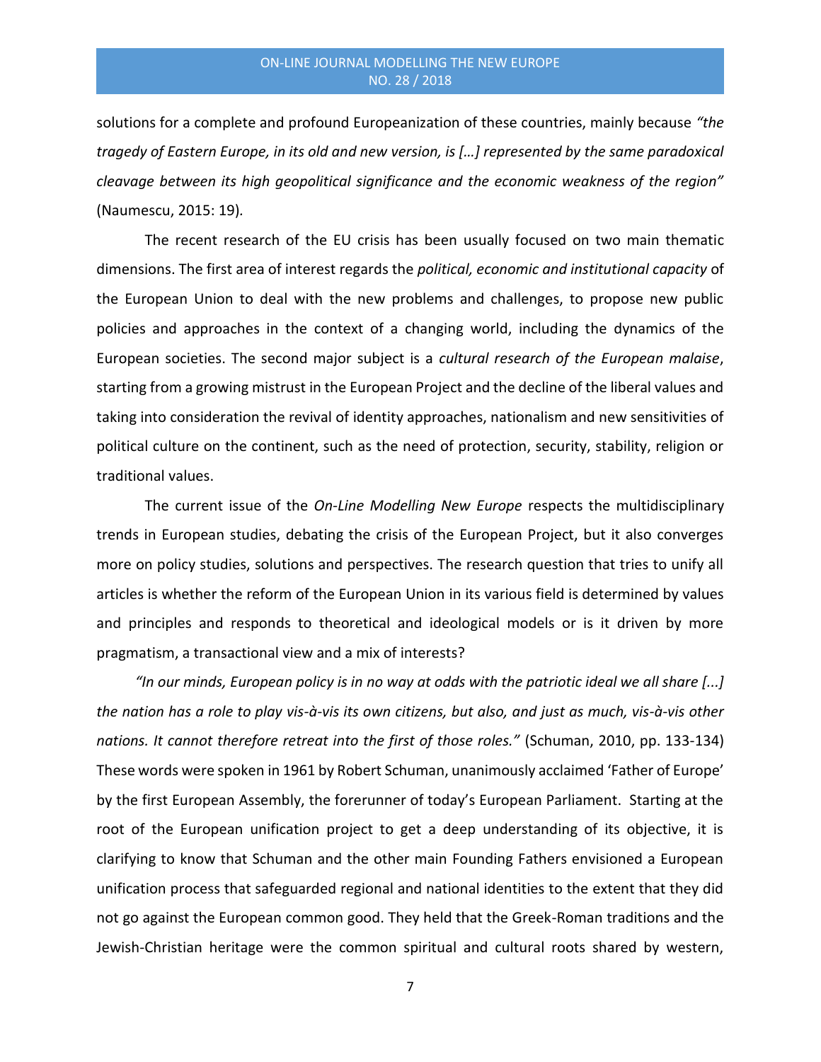solutions for a complete and profound Europeanization of these countries, mainly because *"the tragedy of Eastern Europe, in its old and new version, is […] represented by the same paradoxical cleavage between its high geopolitical significance and the economic weakness of the region"* (Naumescu, 2015: 19).

The recent research of the EU crisis has been usually focused on two main thematic dimensions. The first area of interest regards the *political, economic and institutional capacity* of the European Union to deal with the new problems and challenges, to propose new public policies and approaches in the context of a changing world, including the dynamics of the European societies. The second major subject is a *cultural research of the European malaise*, starting from a growing mistrust in the European Project and the decline of the liberal values and taking into consideration the revival of identity approaches, nationalism and new sensitivities of political culture on the continent, such as the need of protection, security, stability, religion or traditional values.

The current issue of the *On-Line Modelling New Europe* respects the multidisciplinary trends in European studies, debating the crisis of the European Project, but it also converges more on policy studies, solutions and perspectives. The research question that tries to unify all articles is whether the reform of the European Union in its various field is determined by values and principles and responds to theoretical and ideological models or is it driven by more pragmatism, a transactional view and a mix of interests?

*"In our minds, European policy is in no way at odds with the patriotic ideal we all share [...] the nation has a role to play vis-à-vis its own citizens, but also, and just as much, vis-à-vis other nations. It cannot therefore retreat into the first of those roles."* (Schuman, 2010, pp. 133-134) These words were spoken in 1961 by Robert Schuman, unanimously acclaimed 'Father of Europe' by the first European Assembly, the forerunner of today's European Parliament. Starting at the root of the European unification project to get a deep understanding of its objective, it is clarifying to know that Schuman and the other main Founding Fathers envisioned a European unification process that safeguarded regional and national identities to the extent that they did not go against the European common good. They held that the Greek-Roman traditions and the Jewish-Christian heritage were the common spiritual and cultural roots shared by western,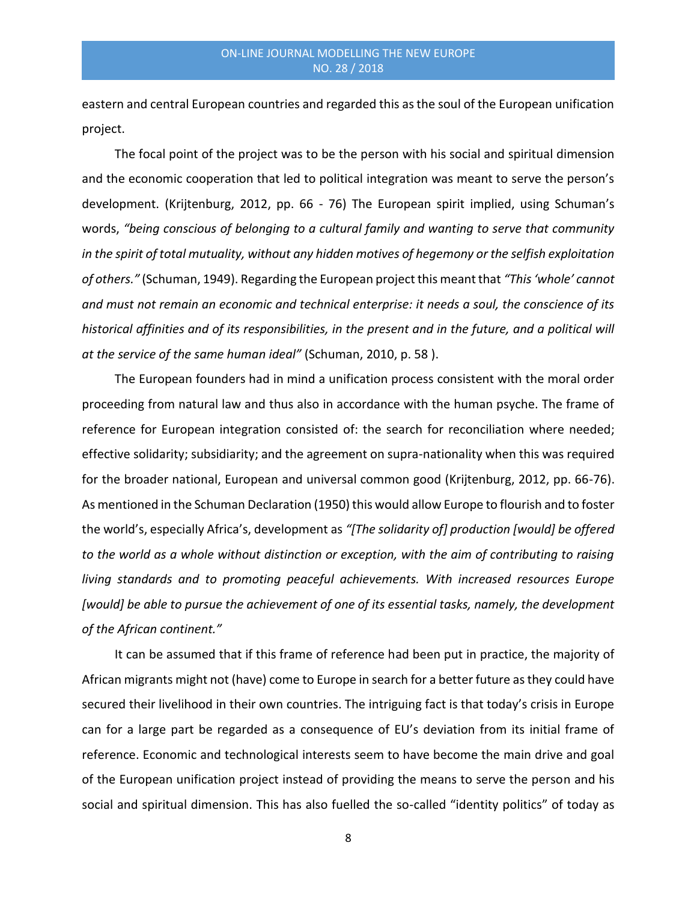eastern and central European countries and regarded this as the soul of the European unification project.

The focal point of the project was to be the person with his social and spiritual dimension and the economic cooperation that led to political integration was meant to serve the person's development. (Krijtenburg, 2012, pp. 66 - 76) The European spirit implied, using Schuman's words, *"being conscious of belonging to a cultural family and wanting to serve that community in the spirit of total mutuality, without any hidden motives of hegemony or the selfish exploitation of others."* (Schuman, 1949). Regarding the European project this meant that *"This 'whole' cannot and must not remain an economic and technical enterprise: it needs a soul, the conscience of its historical affinities and of its responsibilities, in the present and in the future, and a political will at the service of the same human ideal"* (Schuman, 2010, p. 58 ).

The European founders had in mind a unification process consistent with the moral order proceeding from natural law and thus also in accordance with the human psyche. The frame of reference for European integration consisted of: the search for reconciliation where needed; effective solidarity; subsidiarity; and the agreement on supra-nationality when this was required for the broader national, European and universal common good (Krijtenburg, 2012, pp. 66-76). As mentioned in the Schuman Declaration (1950) this would allow Europe to flourish and to foster the world's, especially Africa's, development as *"[The solidarity of] production [would] be offered to the world as a whole without distinction or exception, with the aim of contributing to raising living standards and to promoting peaceful achievements. With increased resources Europe [would] be able to pursue the achievement of one of its essential tasks, namely, the development of the African continent."*

It can be assumed that if this frame of reference had been put in practice, the majority of African migrants might not (have) come to Europe in search for a better future as they could have secured their livelihood in their own countries. The intriguing fact is that today's crisis in Europe can for a large part be regarded as a consequence of EU's deviation from its initial frame of reference. Economic and technological interests seem to have become the main drive and goal of the European unification project instead of providing the means to serve the person and his social and spiritual dimension. This has also fuelled the so-called "identity politics" of today as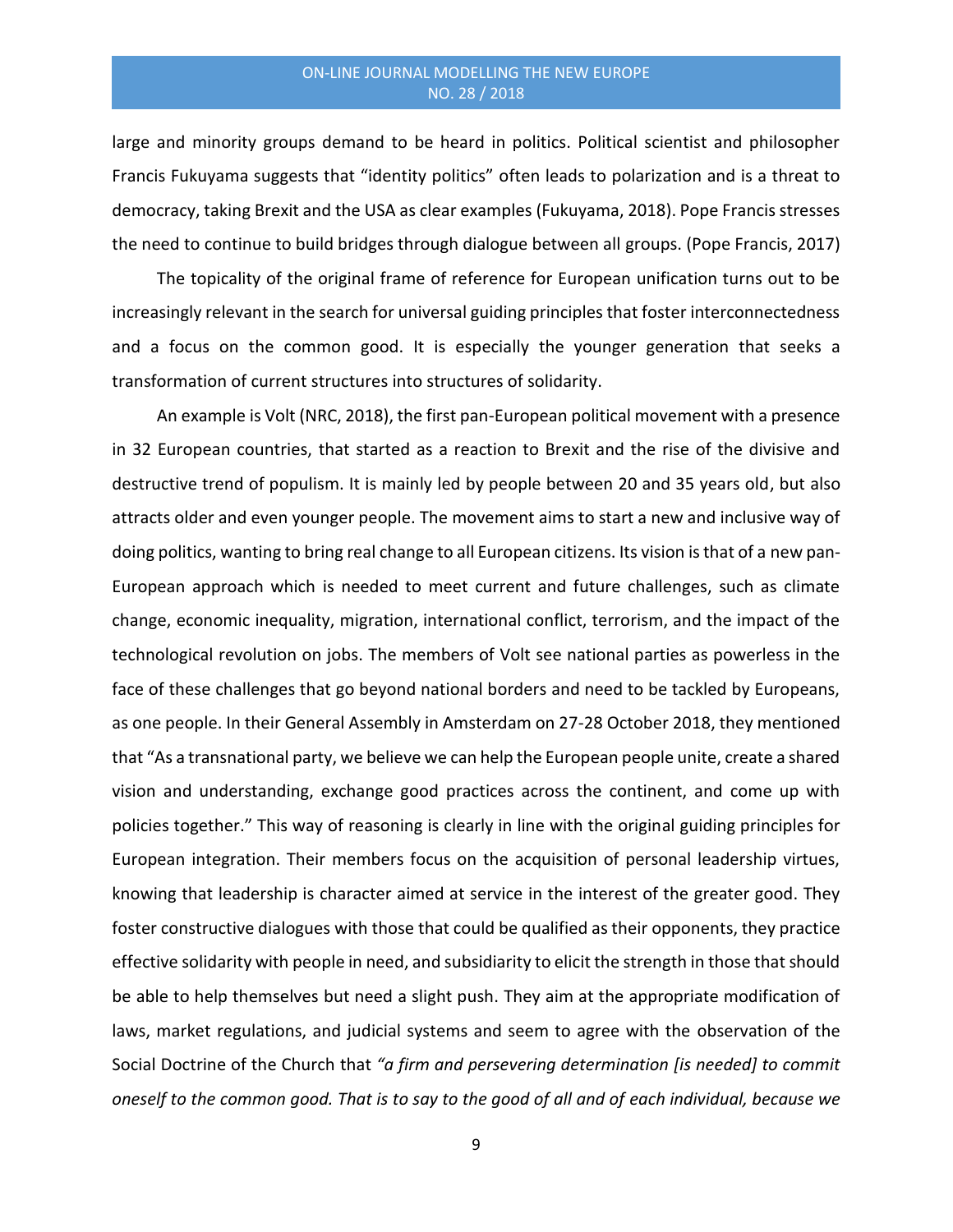large and minority groups demand to be heard in politics. Political scientist and philosopher Francis Fukuyama suggests that "identity politics" often leads to polarization and is a threat to democracy, taking Brexit and the USA as clear examples (Fukuyama, 2018). Pope Francis stresses the need to continue to build bridges through dialogue between all groups. (Pope Francis, 2017)

The topicality of the original frame of reference for European unification turns out to be increasingly relevant in the search for universal guiding principles that foster interconnectedness and a focus on the common good. It is especially the younger generation that seeks a transformation of current structures into structures of solidarity.

An example is Volt (NRC, 2018), the first pan-European political movement with a presence in 32 European countries, that started as a reaction to Brexit and the rise of the divisive and destructive trend of populism. It is mainly led by people between 20 and 35 years old, but also attracts older and even younger people. The movement aims to start a new and inclusive way of doing politics, wanting to bring real change to all European citizens. Its vision is that of a new pan-European approach which is needed to meet current and future challenges, such as climate change, economic inequality, migration, international conflict, terrorism, and the impact of the technological revolution on jobs. The members of Volt see national parties as powerless in the face of these challenges that go beyond national borders and need to be tackled by Europeans, as one people. In their General Assembly in Amsterdam on 27-28 October 2018, they mentioned that "As a transnational party, we believe we can help the European people unite, create a shared vision and understanding, exchange good practices across the continent, and come up with policies together." This way of reasoning is clearly in line with the original guiding principles for European integration. Their members focus on the acquisition of personal leadership virtues, knowing that leadership is character aimed at service in the interest of the greater good. They foster constructive dialogues with those that could be qualified as their opponents, they practice effective solidarity with people in need, and subsidiarity to elicit the strength in those that should be able to help themselves but need a slight push. They aim at the appropriate modification of laws, market regulations, and judicial systems and seem to agree with the observation of the Social Doctrine of the Church that *"a firm and persevering determination [is needed] to commit oneself to the common good. That is to say to the good of all and of each individual, because we*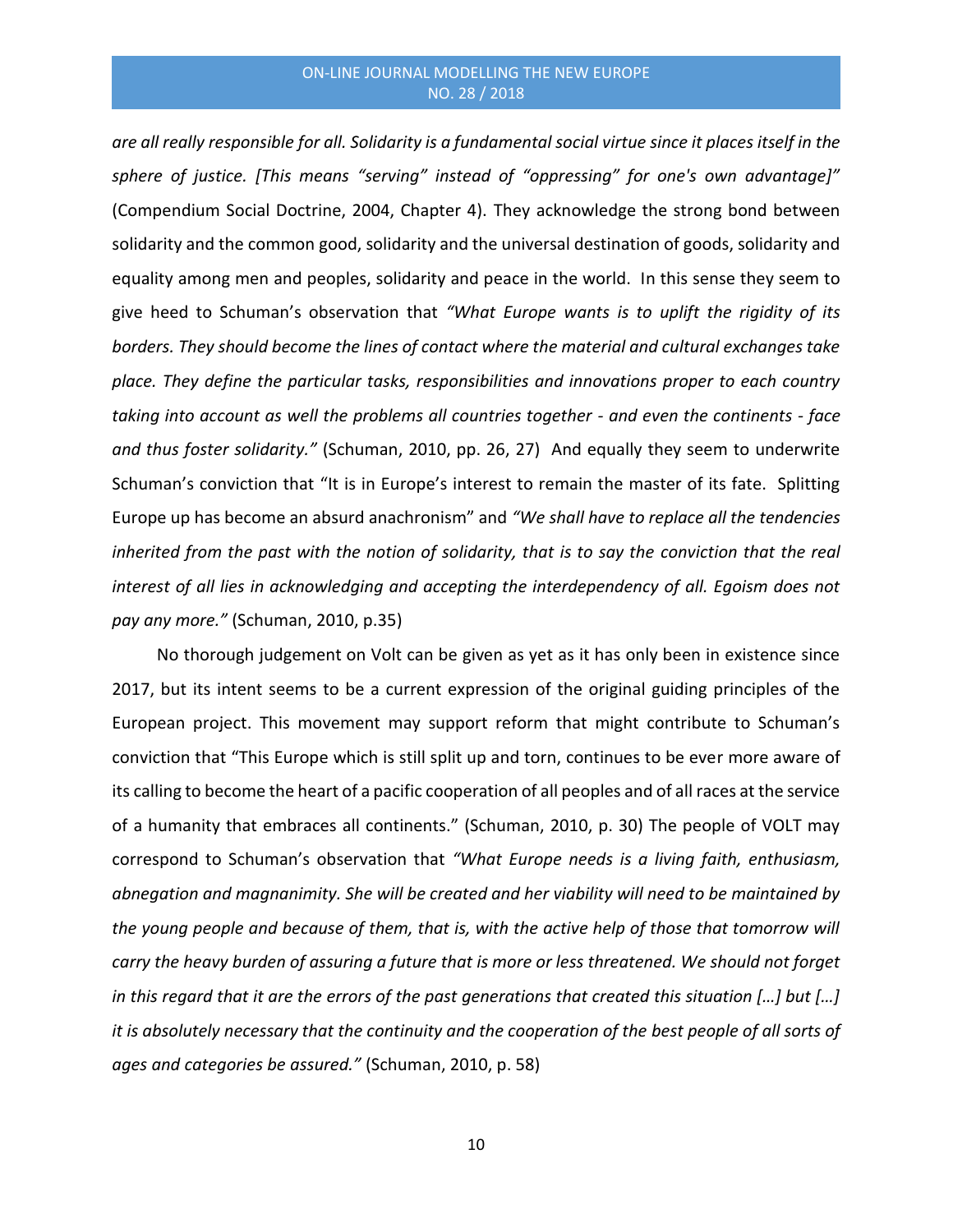*are all really responsible for all. Solidarity is a fundamental social virtue since it places itself in the sphere of justice. [This means "serving" instead of "oppressing" for one's own advantage]"* (Compendium Social Doctrine, 2004, Chapter 4). They acknowledge the strong bond between solidarity and the common good, solidarity and the universal destination of goods, solidarity and equality among men and peoples, solidarity and peace in the world. In this sense they seem to give heed to Schuman's observation that *"What Europe wants is to uplift the rigidity of its borders. They should become the lines of contact where the material and cultural exchanges take place. They define the particular tasks, responsibilities and innovations proper to each country taking into account as well the problems all countries together - and even the continents - face and thus foster solidarity."* (Schuman, 2010, pp. 26, 27) And equally they seem to underwrite Schuman's conviction that "It is in Europe's interest to remain the master of its fate. Splitting Europe up has become an absurd anachronism" and *"We shall have to replace all the tendencies inherited from the past with the notion of solidarity, that is to say the conviction that the real interest of all lies in acknowledging and accepting the interdependency of all. Egoism does not pay any more."* (Schuman, 2010, p.35)

No thorough judgement on Volt can be given as yet as it has only been in existence since 2017, but its intent seems to be a current expression of the original guiding principles of the European project. This movement may support reform that might contribute to Schuman's conviction that "This Europe which is still split up and torn, continues to be ever more aware of its calling to become the heart of a pacific cooperation of all peoples and of all races at the service of a humanity that embraces all continents." (Schuman, 2010, p. 30) The people of VOLT may correspond to Schuman's observation that *"What Europe needs is a living faith, enthusiasm, abnegation and magnanimity. She will be created and her viability will need to be maintained by the young people and because of them, that is, with the active help of those that tomorrow will carry the heavy burden of assuring a future that is more or less threatened. We should not forget in this regard that it are the errors of the past generations that created this situation […] but […] it is absolutely necessary that the continuity and the cooperation of the best people of all sorts of ages and categories be assured."* (Schuman, 2010, p. 58)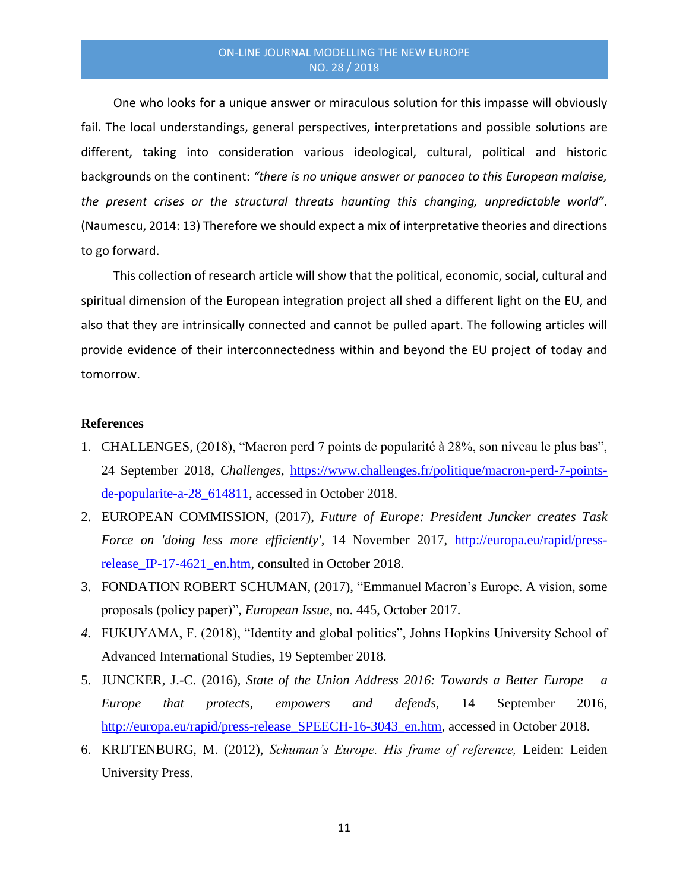One who looks for a unique answer or miraculous solution for this impasse will obviously fail. The local understandings, general perspectives, interpretations and possible solutions are different, taking into consideration various ideological, cultural, political and historic backgrounds on the continent: *"there is no unique answer or panacea to this European malaise, the present crises or the structural threats haunting this changing, unpredictable world"*. (Naumescu, 2014: 13) Therefore we should expect a mix of interpretative theories and directions to go forward.

This collection of research article will show that the political, economic, social, cultural and spiritual dimension of the European integration project all shed a different light on the EU, and also that they are intrinsically connected and cannot be pulled apart. The following articles will provide evidence of their interconnectedness within and beyond the EU project of today and tomorrow.

**References**

1. CHALLENGES, (2018), "Macron perd 7 points de popularité à 28%, son niveau le plus bas", 24 September 2018, *Challenges*, https://www.challenges.fr/politique/macron-perd-7-points-de-popularite-a-28_614811, accessed in October 2018.
2. EUROPEAN COMMISSION, (2017), *Future of Europe: President Juncker creates Task Force on 'doing less more efficiently'*, 14 November 2017, http://europa.eu/rapid/press-release_IP-17-4621_en.htm, consulted in October 2018.
3. FONDATION ROBERT SCHUMAN, (2017), "Emmanuel Macron's Europe. A vision, some proposals (policy paper)", *European Issue*, no. 445, October 2017.
4. FUKUYAMA, F. (2018), "Identity and global politics", Johns Hopkins University School of Advanced International Studies, 19 September 2018.
5. JUNCKER, J.-C. (2016), *State of the Union Address 2016: Towards a Better Europe – a Europe that protects, empowers and defends,* 14 September 2016, http://europa.eu/rapid/press-release_SPEECH-16-3043_en.htm, accessed in October 2018.
6. KRIJTENBURG, M. (2012), *Schuman's Europe. His frame of reference,* Leiden: Leiden University Press.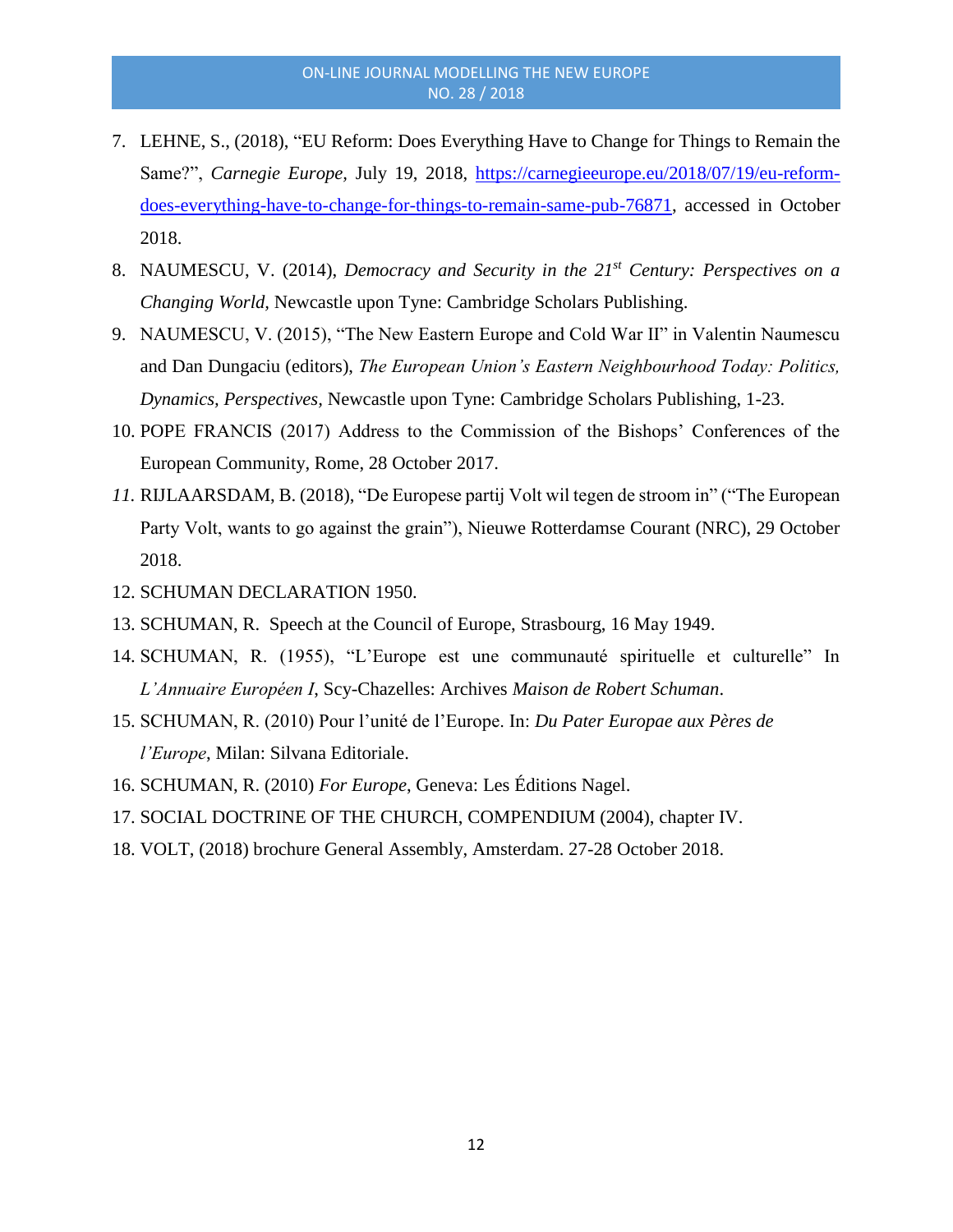7. LEHNE, S., (2018), "EU Reform: Does Everything Have to Change for Things to Remain the Same?", *Carnegie Europe,* July 19, 2018, https://carnegieeurope.eu/2018/07/19/eu-reform-does-everything-have-to-change-for-things-to-remain-same-pub-76871, accessed in October 2018.
8. NAUMESCU, V. (2014), *Democracy and Security in the 21st Century: Perspectives on a Changing World,* Newcastle upon Tyne: Cambridge Scholars Publishing.
9. NAUMESCU, V. (2015), "The New Eastern Europe and Cold War II" in Valentin Naumescu and Dan Dungaciu (editors), *The European Union's Eastern Neighbourhood Today: Politics, Dynamics, Perspectives,* Newcastle upon Tyne: Cambridge Scholars Publishing, 1-23.
10. POPE FRANCIS (2017) Address to the Commission of the Bishops' Conferences of the European Community, Rome, 28 October 2017.
11. RIJLAARSDAM, B. (2018), "De Europese partij Volt wil tegen de stroom in" ("The European Party Volt, wants to go against the grain"), Nieuwe Rotterdamse Courant (NRC), 29 October 2018.
12. SCHUMAN DECLARATION 1950.
13. SCHUMAN, R. Speech at the Council of Europe, Strasbourg, 16 May 1949.
14. SCHUMAN, R. (1955), "L'Europe est une communauté spirituelle et culturelle" In *L'Annuaire Européen I*, Scy-Chazelles: Archives *Maison de Robert Schuman*.
15. SCHUMAN, R. (2010) Pour l'unité de l'Europe. In: *Du Pater Europae aux Pères de l'Europe*, Milan: Silvana Editoriale.
16. SCHUMAN, R. (2010) *For Europe*, Geneva: Les Éditions Nagel.
17. SOCIAL DOCTRINE OF THE CHURCH, COMPENDIUM (2004), chapter IV.
18. VOLT, (2018) brochure General Assembly, Amsterdam. 27-28 October 2018.